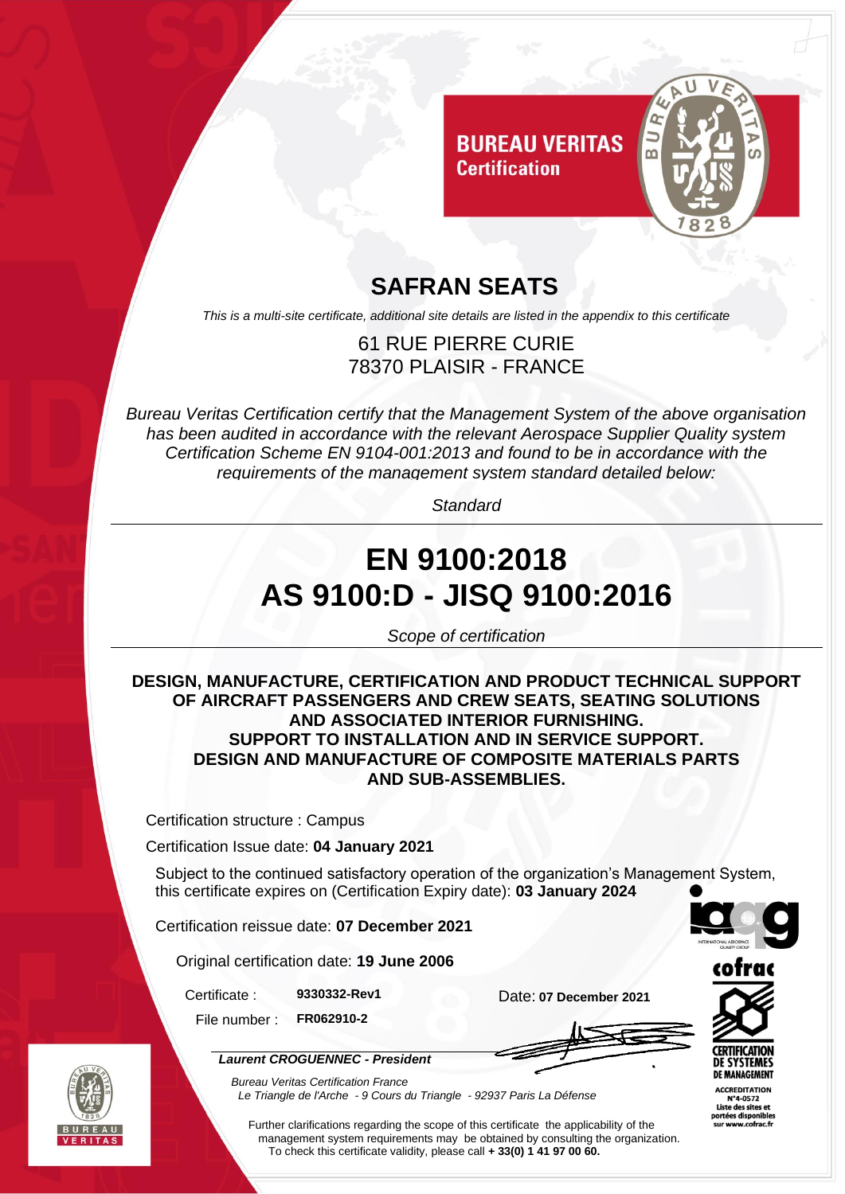**BUREAU VERITAS**
**Certification**

# SAFRAN SEATS

*This is a multi-site certificate, additional site details are listed in the appendix to this certificate*

61 RUE PIERRE CURIE
78370 PLAISIR - FRANCE

*Bureau Veritas Certification certify that the Management System of the above organisation has been audited in accordance with the relevant Aerospace Supplier Quality system Certification Scheme EN 9104-001:2013 and found to be in accordance with the requirements of the management system standard detailed below:*

*Standard*

# EN 9100:2018
# AS 9100:D - JISQ 9100:2016

*Scope of certification*

**DESIGN, MANUFACTURE, CERTIFICATION AND PRODUCT TECHNICAL SUPPORT OF AIRCRAFT PASSENGERS AND CREW SEATS, SEATING SOLUTIONS AND ASSOCIATED INTERIOR FURNISHING.**
**SUPPORT TO INSTALLATION AND IN SERVICE SUPPORT.**
**DESIGN AND MANUFACTURE OF COMPOSITE MATERIALS PARTS AND SUB-ASSEMBLIES.**

Certification structure : Campus

Certification Issue date: **04 January 2021**

Subject to the continued satisfactory operation of the organization's Management System, this certificate expires on (Certification Expiry date): **03 January 2024**

Certification reissue date: **07 December 2021**

Original certification date: **19 June 2006**

Certificate : **9330332-Rev1**

File number : **FR062910-2**

Date: **07 December 2021**

***Laurent CROGUENNEC - President***

*Bureau Veritas Certification France*
*Le Triangle de l'Arche - 9 Cours du Triangle - 92937 Paris La Défense*

Further clarifications regarding the scope of this certificate the applicability of the management system requirements may be obtained by consulting the organization.
To check this certificate validity, please call **+ 33(0) 1 41 97 00 60.**

cofrac
CERTIFICATION DE SYSTEMES DE MANAGEMENT
ACCREDITATION N°4-0572
Liste des sites et portées disponibles sur www.cofrac.fr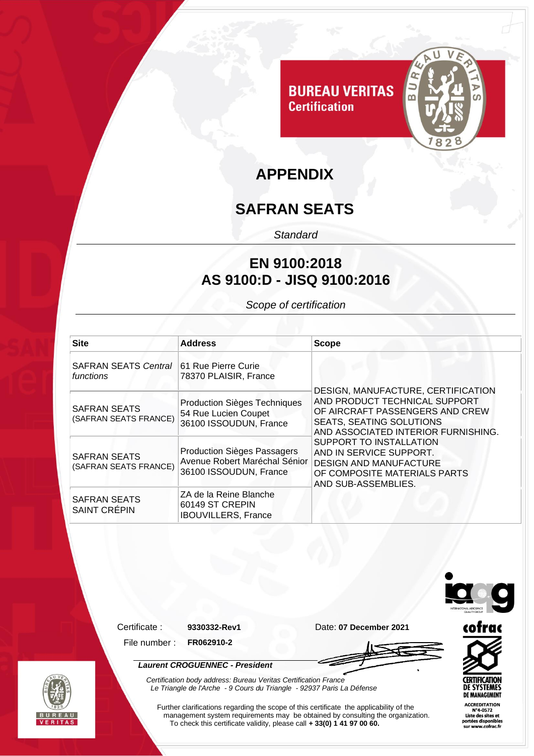BUREAU VERITAS
Certification

# APPENDIX

# SAFRAN SEATS

*Standard*

## EN 9100:2018
## AS 9100:D - JISQ 9100:2016

*Scope of certification*

| Site | Address | Scope |
|---|---|---|
| SAFRAN SEATS *Central functions* | 61 Rue Pierre Curie<br>78370 PLAISIR, France | DESIGN, MANUFACTURE, CERTIFICATION AND PRODUCT TECHNICAL SUPPORT OF AIRCRAFT PASSENGERS AND CREW SEATS, SEATING SOLUTIONS AND ASSOCIATED INTERIOR FURNISHING. SUPPORT TO INSTALLATION AND IN SERVICE SUPPORT. DESIGN AND MANUFACTURE OF COMPOSITE MATERIALS PARTS AND SUB-ASSEMBLIES. |
| SAFRAN SEATS (SAFRAN SEATS FRANCE) | Production Sièges Techniques<br>54 Rue Lucien Coupet<br>36100 ISSOUDUN, France | |
| SAFRAN SEATS (SAFRAN SEATS FRANCE) | Production Sièges Passagers<br>Avenue Robert Maréchal Sénior<br>36100 ISSOUDUN, France | |
| SAFRAN SEATS SAINT CRÉPIN | ZA de la Reine Blanche<br>60149 ST CREPIN<br>IBOUVILLERS, France | |

Certificate : **9330332-Rev1** Date: **07 December 2021**

File number : **FR062910-2**

***Laurent CROGUENNEC - President***

*Certification body address: Bureau Veritas Certification France*
*Le Triangle de l'Arche - 9 Cours du Triangle - 92937 Paris La Défense*

Further clarifications regarding the scope of this certificate the applicability of the management system requirements may be obtained by consulting the organization.
To check this certificate validity, please call **+ 33(0) 1 41 97 00 60.**

cofrac
CERTIFICATION DE SYSTEMES DE MANAGEMENT
ACCREDITATION N°4-0572
Liste des sites et portées disponibles sur www.cofrac.fr